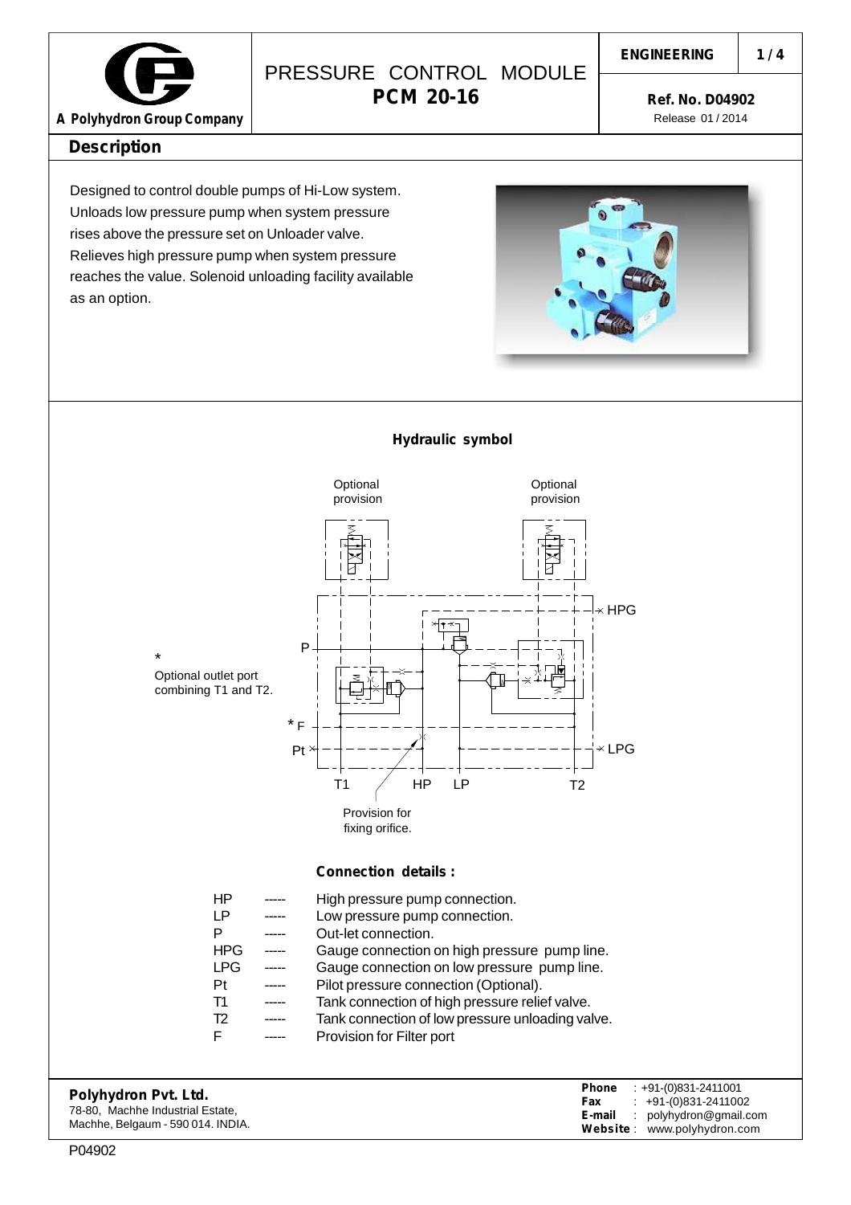A Polyhydron Group Company

# PRESSURE CONTROL MODULE
# PCM 20-16

**ENGINEERING**

**Ref. No. D04902**
Release 01 / 2014

## Description

Designed to control double pumps of Hi-Low system. Unloads low pressure pump when system pressure rises above the pressure set on Unloader valve. Relieves high pressure pump when system pressure reaches the value. Solenoid unloading facility available as an option.

### Hydraulic symbol

Optional provision

Optional provision

HPG

P

*
Optional outlet port combining T1 and T2.

* F

Pt

LPG

T1 HP LP T2

Provision for fixing orifice.

### Connection details :

| | | |
|---|---|---|
| HP | ----- | High pressure pump connection. |
| LP | ----- | Low pressure pump connection. |
| P | ----- | Out-let connection. |
| HPG | ----- | Gauge connection on high pressure pump line. |
| LPG | ----- | Gauge connection on low pressure pump line. |
| Pt | ----- | Pilot pressure connection (Optional). |
| T1 | ----- | Tank connection of high pressure relief valve. |
| T2 | ----- | Tank connection of low pressure unloading valve. |
| F | ----- | Provision for Filter port |

**Polyhydron Pvt. Ltd.**
78-80, Machhe Industrial Estate,
Machhe, Belgaum - 590 014. INDIA.

**Phone** : +91-(0)831-2411001
**Fax** : +91-(0)831-2411002
**E-mail** : polyhydron@gmail.com
**Website** : www.polyhydron.com

P04902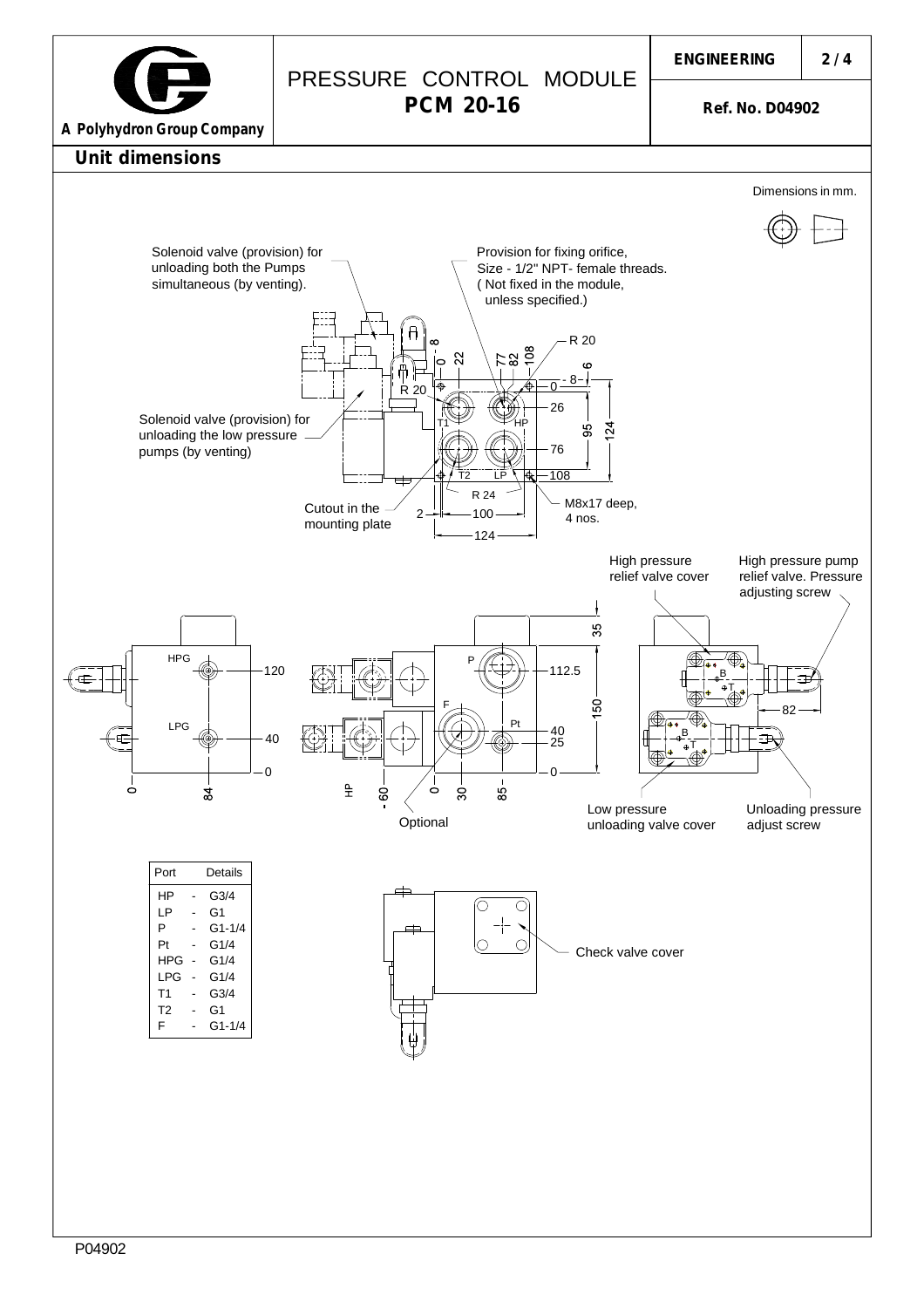# PRESSURE CONTROL MODULE
## PCM 20-16

ENGINEERING

Ref. No. D04902

A Polyhydron Group Company

## Unit dimensions

Dimensions in mm.

Solenoid valve (provision) for unloading both the Pumps simultaneous (by venting).

Provision for fixing orifice, Size - 1/2" NPT- female threads. ( Not fixed in the module, unless specified.)

Solenoid valve (provision) for unloading the low pressure pumps (by venting)

Cutout in the mounting plate

M8x17 deep, 4 nos.

High pressure relief valve cover

High pressure pump relief valve. Pressure adjusting screw

Low pressure unloading valve cover

Unloading pressure adjust screw

Optional

Check valve cover

| Port | Details |
|---|---|
| HP | G3/4 |
| LP | G1 |
| P | G1-1/4 |
| Pt | G1/4 |
| HPG | G1/4 |
| LPG | G1/4 |
| T1 | G3/4 |
| T2 | G1 |
| F | G1-1/4 |

P04902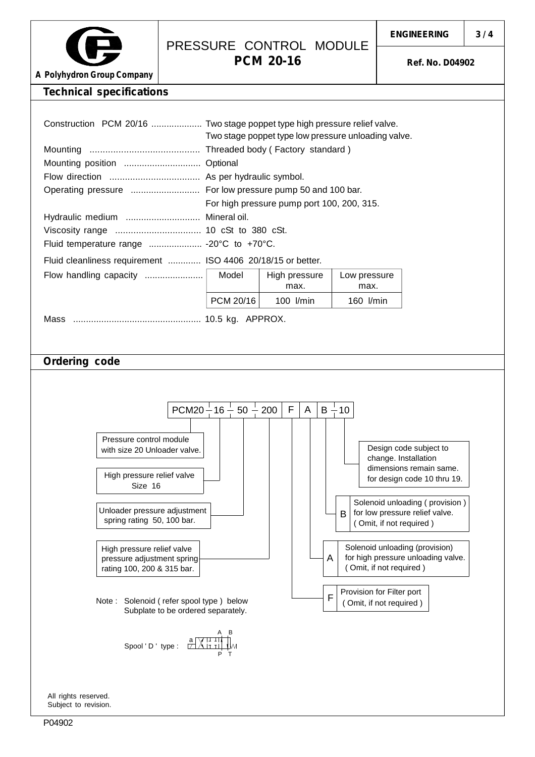# PRESSURE CONTROL MODULE
## PCM 20-16

A Polyhydron Group Company

ENGINEERING

Ref. No. D04902

## Technical specifications

Construction PCM 20/16 .................... Two stage poppet type high pressure relief valve.
Two stage poppet type low pressure unloading valve.

Mounting .......................................... Threaded body ( Factory standard )

Mounting position .............................. Optional

Flow direction ................................... As per hydraulic symbol.

Operating pressure ........................... For low pressure pump 50 and 100 bar.
For high pressure pump port 100, 200, 315.

Hydraulic medium ............................. Mineral oil.

Viscosity range ................................. 10 cSt to 380 cSt.

Fluid temperature range ..................... -20°C to +70°C.

Fluid cleanliness requirement ............. ISO 4406 20/18/15 or better.

Flow handling capacity .......................

| Model | High pressure max. | Low pressure max. |
|---|---|---|
| PCM 20/16 | 100 l/min | 160 l/min |

Mass .................................................. 10.5 kg. APPROX.

## Ordering code

PCM20 – 16 – 50 – 200 | F | A | B – 10

- **PCM20** – Pressure control module with size 20 Unloader valve.
- **16** – High pressure relief valve Size 16
- **50** – Unloader pressure adjustment spring rating 50, 100 bar.
- **200** – High pressure relief valve pressure adjustment spring rating 100, 200 & 315 bar.
- **F** – Provision for Filter port ( Omit, if not required )
- **A** – Solenoid unloading (provision) for high pressure unloading valve. ( Omit, if not required )
- **B** – Solenoid unloading ( provision ) for low pressure relief valve. ( Omit, if not required )
- **10** – Design code subject to change. Installation dimensions remain same. for design code 10 thru 19.

Note : Solenoid ( refer spool type ) below
Subplate to be ordered separately.

Spool ' D ' type :

All rights reserved.
Subject to revision.

P04902